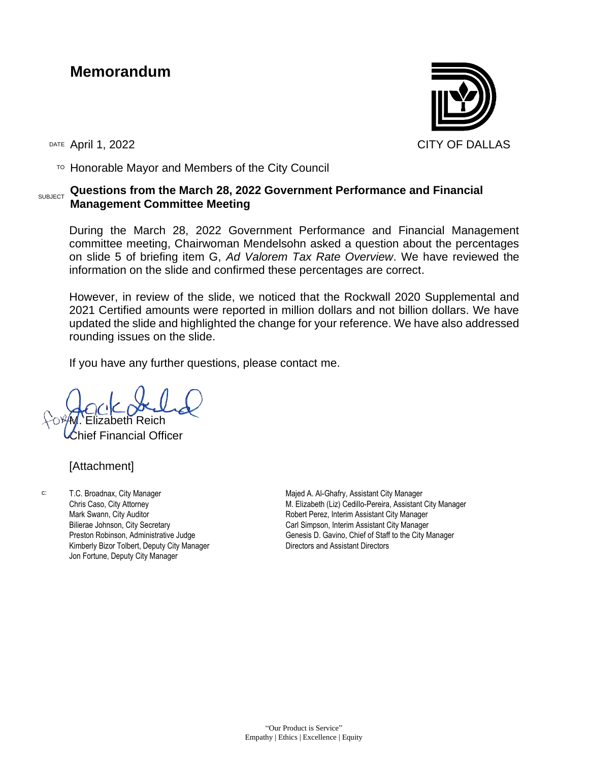# Memorandum

CITY OF DALLAS

DATE April 1, 2022

TO Honorable Mayor and Members of the City Council

SUBJECT **Questions from the March 28, 2022 Government Performance and Financial Management Committee Meeting**

During the March 28, 2022 Government Performance and Financial Management committee meeting, Chairwoman Mendelsohn asked a question about the percentages on slide 5 of briefing item G, *Ad Valorem Tax Rate Overview*. We have reviewed the information on the slide and confirmed these percentages are correct.

However, in review of the slide, we noticed that the Rockwall 2020 Supplemental and 2021 Certified amounts were reported in million dollars and not billion dollars. We have updated the slide and highlighted the change for your reference. We have also addressed rounding issues on the slide.

If you have any further questions, please contact me.

for M. Elizabeth Reich
Chief Financial Officer

[Attachment]

c:
T.C. Broadnax, City Manager
Chris Caso, City Attorney
Mark Swann, City Auditor
Bilierae Johnson, City Secretary
Preston Robinson, Administrative Judge
Kimberly Bizor Tolbert, Deputy City Manager
Jon Fortune, Deputy City Manager
Majed A. Al-Ghafry, Assistant City Manager
M. Elizabeth (Liz) Cedillo-Pereira, Assistant City Manager
Robert Perez, Interim Assistant City Manager
Carl Simpson, Interim Assistant City Manager
Genesis D. Gavino, Chief of Staff to the City Manager
Directors and Assistant Directors

"Our Product is Service"
Empathy | Ethics | Excellence | Equity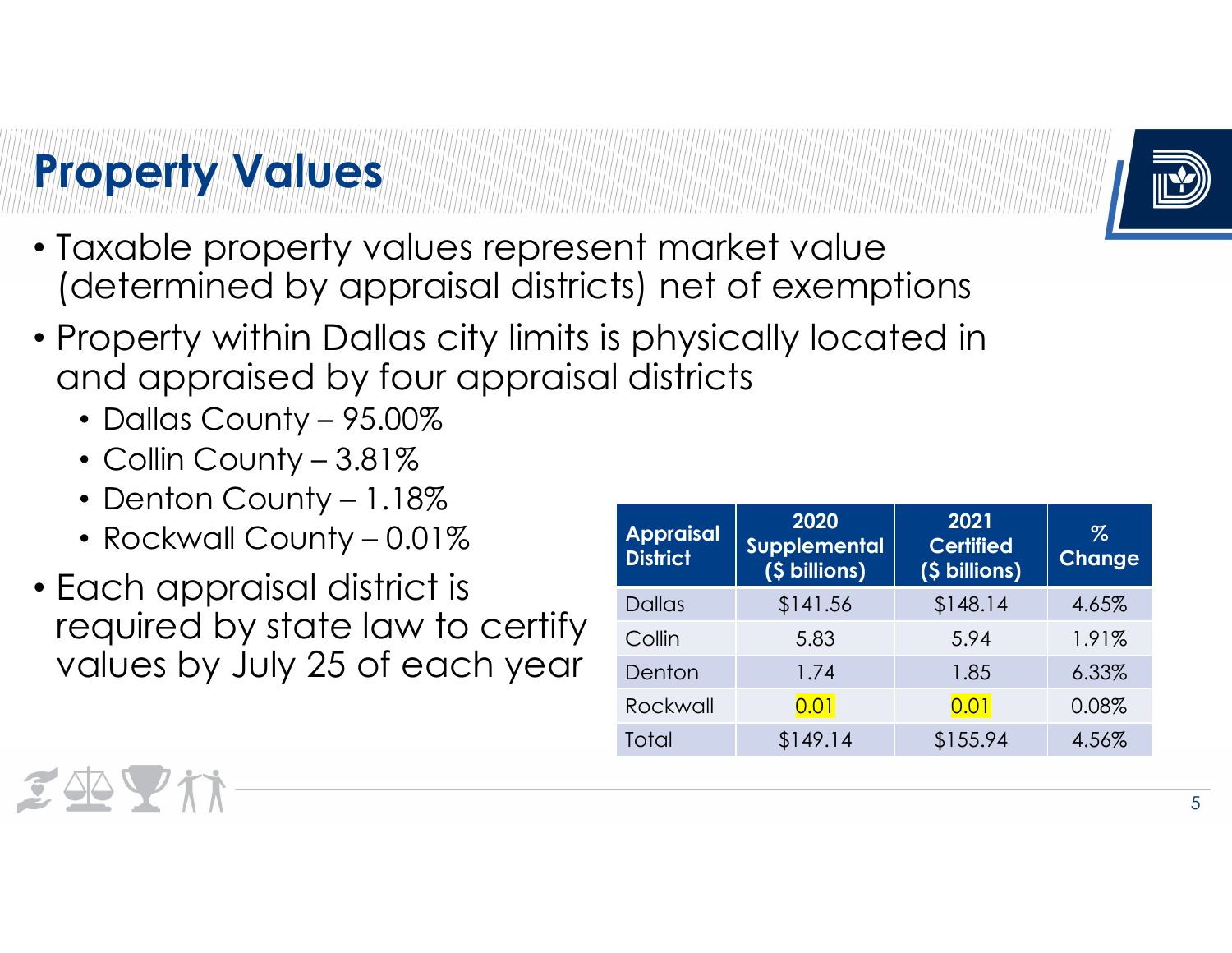# Property Values

- Taxable property values represent market value (determined by appraisal districts) net of exemptions
- Property within Dallas city limits is physically located in and appraised by four appraisal districts
  - Dallas County – 95.00%
  - Collin County – 3.81%
  - Denton County – 1.18%
  - Rockwall County – 0.01%
- Each appraisal district is required by state law to certify values by July 25 of each year

| Appraisal District | 2020 Supplemental ($ billions) | 2021 Certified ($ billions) | % Change |
|---|---|---|---|
| Dallas | $141.56 | $148.14 | 4.65% |
| Collin | 5.83 | 5.94 | 1.91% |
| Denton | 1.74 | 1.85 | 6.33% |
| Rockwall | 0.01 | 0.01 | 0.08% |
| Total | $149.14 | $155.94 | 4.56% |